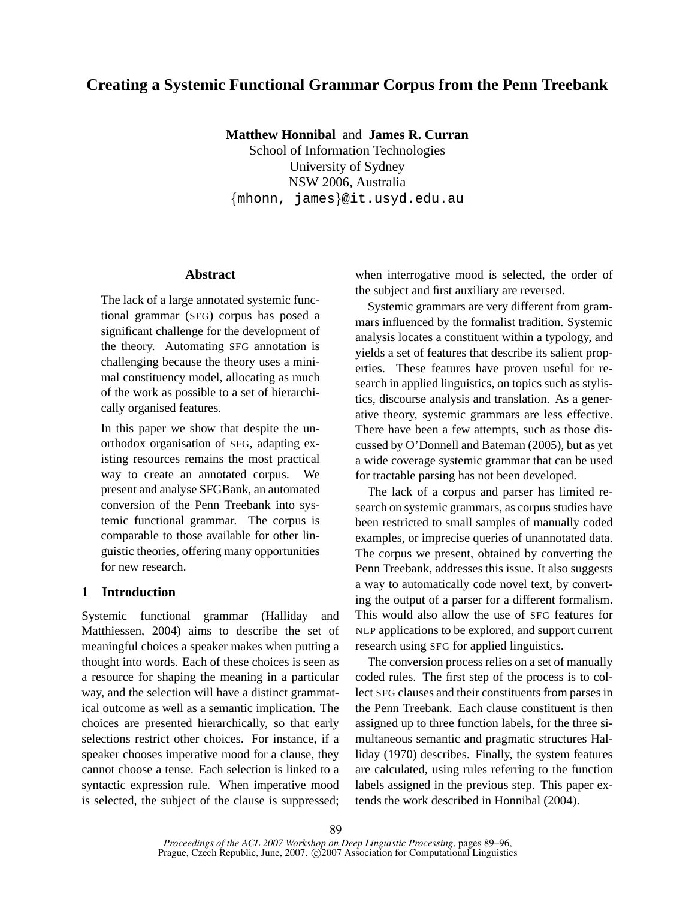# Creating a Systemic Functional Grammar Corpus from the Penn Treebank

**Matthew Honnibal** and **James R. Curran**
School of Information Technologies
University of Sydney
NSW 2006, Australia
{mhonn, james}@it.usyd.edu.au

## Abstract

The lack of a large annotated systemic functional grammar (SFG) corpus has posed a significant challenge for the development of the theory. Automating SFG annotation is challenging because the theory uses a minimal constituency model, allocating as much of the work as possible to a set of hierarchically organised features.

In this paper we show that despite the unorthodox organisation of SFG, adapting existing resources remains the most practical way to create an annotated corpus. We present and analyse SFGBank, an automated conversion of the Penn Treebank into systemic functional grammar. The corpus is comparable to those available for other linguistic theories, offering many opportunities for new research.

## 1 Introduction

Systemic functional grammar (Halliday and Matthiessen, 2004) aims to describe the set of meaningful choices a speaker makes when putting a thought into words. Each of these choices is seen as a resource for shaping the meaning in a particular way, and the selection will have a distinct grammatical outcome as well as a semantic implication. The choices are presented hierarchically, so that early selections restrict other choices. For instance, if a speaker chooses imperative mood for a clause, they cannot choose a tense. Each selection is linked to a syntactic expression rule. When imperative mood is selected, the subject of the clause is suppressed; when interrogative mood is selected, the order of the subject and first auxiliary are reversed.

Systemic grammars are very different from grammars influenced by the formalist tradition. Systemic analysis locates a constituent within a typology, and yields a set of features that describe its salient properties. These features have proven useful for research in applied linguistics, on topics such as stylistics, discourse analysis and translation. As a generative theory, systemic grammars are less effective. There have been a few attempts, such as those discussed by O'Donnell and Bateman (2005), but as yet a wide coverage systemic grammar that can be used for tractable parsing has not been developed.

The lack of a corpus and parser has limited research on systemic grammars, as corpus studies have been restricted to small samples of manually coded examples, or imprecise queries of unannotated data. The corpus we present, obtained by converting the Penn Treebank, addresses this issue. It also suggests a way to automatically code novel text, by converting the output of a parser for a different formalism. This would also allow the use of SFG features for NLP applications to be explored, and support current research using SFG for applied linguistics.

The conversion process relies on a set of manually coded rules. The first step of the process is to collect SFG clauses and their constituents from parses in the Penn Treebank. Each clause constituent is then assigned up to three function labels, for the three simultaneous semantic and pragmatic structures Halliday (1970) describes. Finally, the system features are calculated, using rules referring to the function labels assigned in the previous step. This paper extends the work described in Honnibal (2004).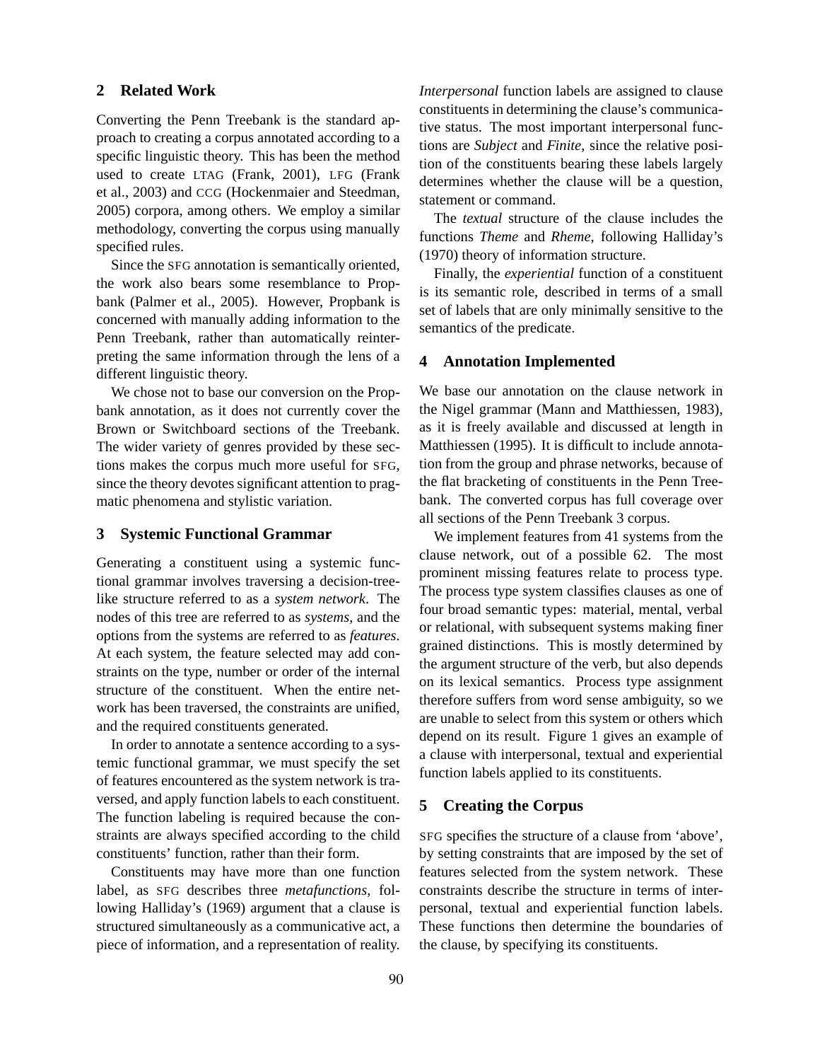## 2 Related Work

Converting the Penn Treebank is the standard approach to creating a corpus annotated according to a specific linguistic theory. This has been the method used to create LTAG (Frank, 2001), LFG (Frank et al., 2003) and CCG (Hockenmaier and Steedman, 2005) corpora, among others. We employ a similar methodology, converting the corpus using manually specified rules.

Since the SFG annotation is semantically oriented, the work also bears some resemblance to Propbank (Palmer et al., 2005). However, Propbank is concerned with manually adding information to the Penn Treebank, rather than automatically reinterpreting the same information through the lens of a different linguistic theory.

We chose not to base our conversion on the Propbank annotation, as it does not currently cover the Brown or Switchboard sections of the Treebank. The wider variety of genres provided by these sections makes the corpus much more useful for SFG, since the theory devotes significant attention to pragmatic phenomena and stylistic variation.

## 3 Systemic Functional Grammar

Generating a constituent using a systemic functional grammar involves traversing a decision-tree-like structure referred to as a *system network*. The nodes of this tree are referred to as *systems*, and the options from the systems are referred to as *features*. At each system, the feature selected may add constraints on the type, number or order of the internal structure of the constituent. When the entire network has been traversed, the constraints are unified, and the required constituents generated.

In order to annotate a sentence according to a systemic functional grammar, we must specify the set of features encountered as the system network is traversed, and apply function labels to each constituent. The function labeling is required because the constraints are always specified according to the child constituents' function, rather than their form.

Constituents may have more than one function label, as SFG describes three *metafunctions*, following Halliday's (1969) argument that a clause is structured simultaneously as a communicative act, a piece of information, and a representation of reality.

*Interpersonal* function labels are assigned to clause constituents in determining the clause's communicative status. The most important interpersonal functions are *Subject* and *Finite*, since the relative position of the constituents bearing these labels largely determines whether the clause will be a question, statement or command.

The *textual* structure of the clause includes the functions *Theme* and *Rheme*, following Halliday's (1970) theory of information structure.

Finally, the *experiential* function of a constituent is its semantic role, described in terms of a small set of labels that are only minimally sensitive to the semantics of the predicate.

## 4 Annotation Implemented

We base our annotation on the clause network in the Nigel grammar (Mann and Matthiessen, 1983), as it is freely available and discussed at length in Matthiessen (1995). It is difficult to include annotation from the group and phrase networks, because of the flat bracketing of constituents in the Penn Treebank. The converted corpus has full coverage over all sections of the Penn Treebank 3 corpus.

We implement features from 41 systems from the clause network, out of a possible 62. The most prominent missing features relate to process type. The process type system classifies clauses as one of four broad semantic types: material, mental, verbal or relational, with subsequent systems making finer grained distinctions. This is mostly determined by the argument structure of the verb, but also depends on its lexical semantics. Process type assignment therefore suffers from word sense ambiguity, so we are unable to select from this system or others which depend on its result. Figure 1 gives an example of a clause with interpersonal, textual and experiential function labels applied to its constituents.

## 5 Creating the Corpus

SFG specifies the structure of a clause from 'above', by setting constraints that are imposed by the set of features selected from the system network. These constraints describe the structure in terms of interpersonal, textual and experiential function labels. These functions then determine the boundaries of the clause, by specifying its constituents.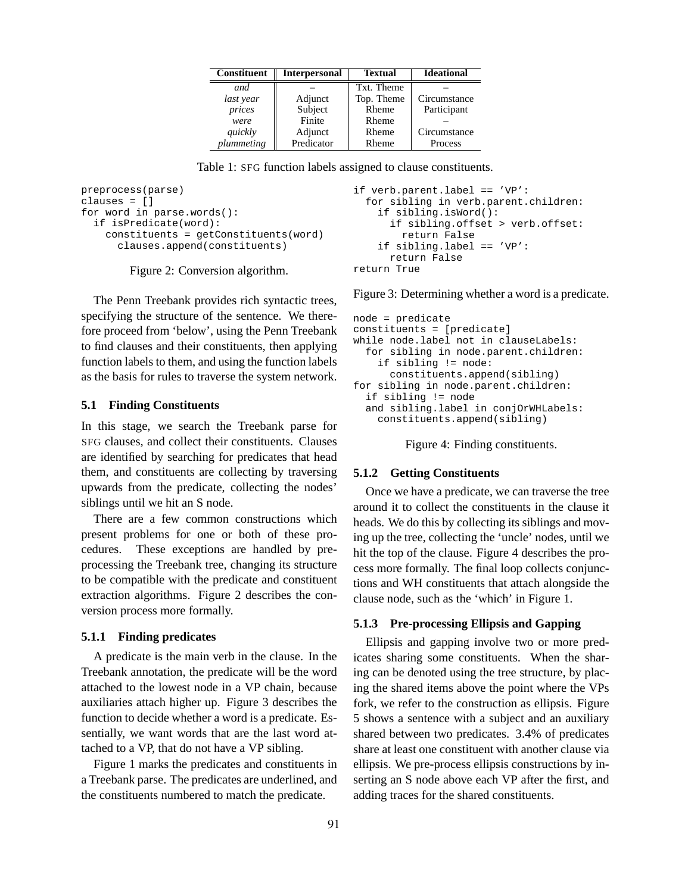| Constituent | Interpersonal | Textual | Ideational |
|---|---|---|---|
| *and* | – | Txt. Theme | – |
| *last year* | Adjunct | Top. Theme | Circumstance |
| *prices* | Subject | Rheme | Participant |
| *were* | Finite | Rheme | – |
| *quickly* | Adjunct | Rheme | Circumstance |
| *plummeting* | Predicator | Rheme | Process |

Table 1: SFG function labels assigned to clause constituents.

```
preprocess(parse)
clauses = []
for word in parse.words():
  if isPredicate(word):
    constituents = getConstituents(word)
      clauses.append(constituents)
```

Figure 2: Conversion algorithm.

The Penn Treebank provides rich syntactic trees, specifying the structure of the sentence. We therefore proceed from 'below', using the Penn Treebank to find clauses and their constituents, then applying function labels to them, and using the function labels as the basis for rules to traverse the system network.

### 5.1 Finding Constituents

In this stage, we search the Treebank parse for SFG clauses, and collect their constituents. Clauses are identified by searching for predicates that head them, and constituents are collecting by traversing upwards from the predicate, collecting the nodes' siblings until we hit an S node.

There are a few common constructions which present problems for one or both of these procedures. These exceptions are handled by preprocessing the Treebank tree, changing its structure to be compatible with the predicate and constituent extraction algorithms. Figure 2 describes the conversion process more formally.

#### 5.1.1 Finding predicates

A predicate is the main verb in the clause. In the Treebank annotation, the predicate will be the word attached to the lowest node in a VP chain, because auxiliaries attach higher up. Figure 3 describes the function to decide whether a word is a predicate. Essentially, we want words that are the last word attached to a VP, that do not have a VP sibling.

Figure 1 marks the predicates and constituents in a Treebank parse. The predicates are underlined, and the constituents numbered to match the predicate.

```
if verb.parent.label == 'VP':
  for sibling in verb.parent.children:
    if sibling.isWord():
      if sibling.offset > verb.offset:
        return False
    if sibling.label == 'VP':
      return False
return True
```

Figure 3: Determining whether a word is a predicate.

```
node = predicate
constituents = [predicate]
while node.label not in clauseLabels:
  for sibling in node.parent.children:
    if sibling != node:
      constituents.append(sibling)
for sibling in node.parent.children:
  if sibling != node
  and sibling.label in conjOrWHLabels:
    constituents.append(sibling)
```

Figure 4: Finding constituents.

#### 5.1.2 Getting Constituents

Once we have a predicate, we can traverse the tree around it to collect the constituents in the clause it heads. We do this by collecting its siblings and moving up the tree, collecting the 'uncle' nodes, until we hit the top of the clause. Figure 4 describes the process more formally. The final loop collects conjunctions and WH constituents that attach alongside the clause node, such as the 'which' in Figure 1.

#### 5.1.3 Pre-processing Ellipsis and Gapping

Ellipsis and gapping involve two or more predicates sharing some constituents. When the sharing can be denoted using the tree structure, by placing the shared items above the point where the VPs fork, we refer to the construction as ellipsis. Figure 5 shows a sentence with a subject and an auxiliary shared between two predicates. 3.4% of predicates share at least one constituent with another clause via ellipsis. We pre-process ellipsis constructions by inserting an S node above each VP after the first, and adding traces for the shared constituents.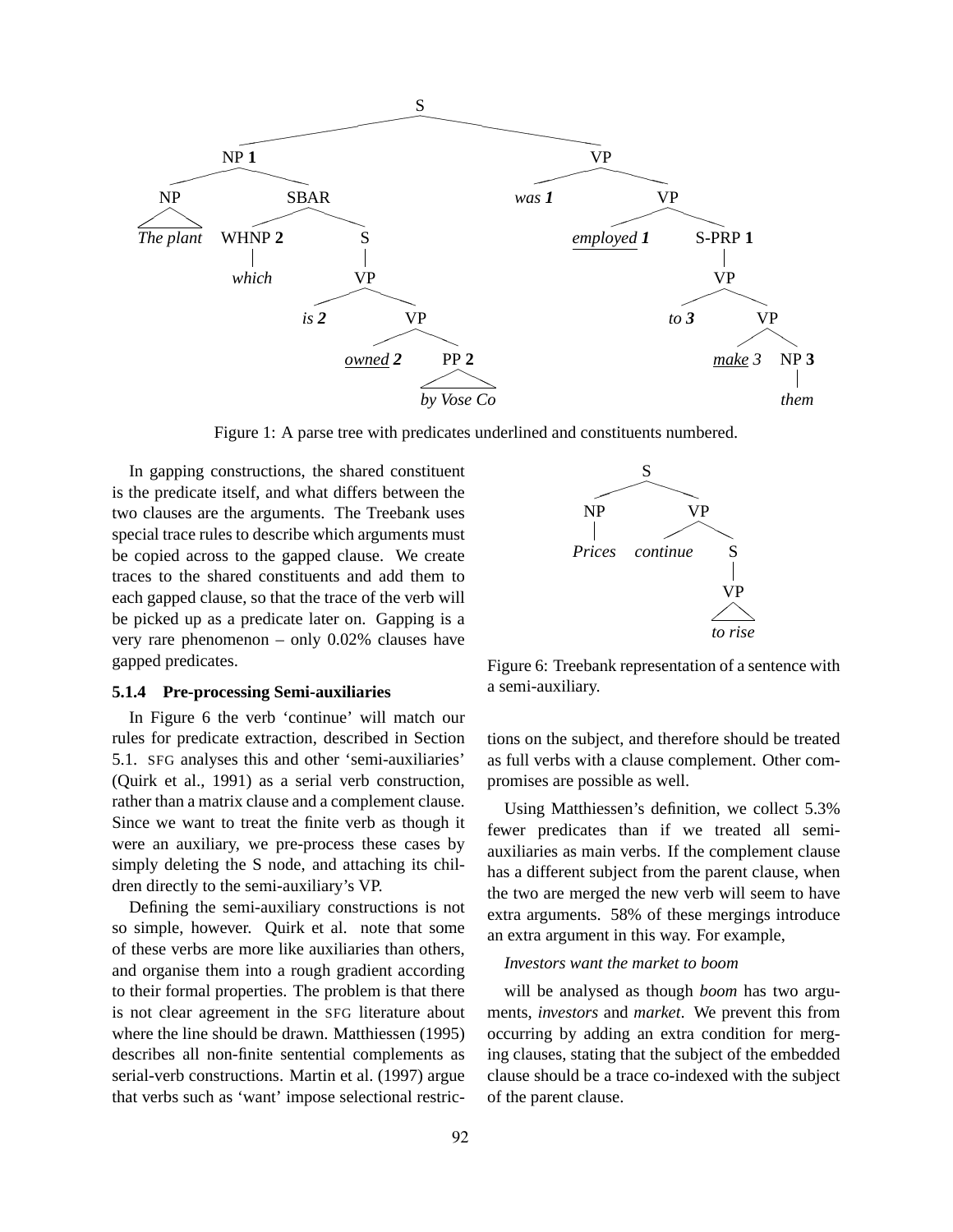Figure 1: A parse tree with predicates underlined and constituents numbered.

In gapping constructions, the shared constituent is the predicate itself, and what differs between the two clauses are the arguments. The Treebank uses special trace rules to describe which arguments must be copied across to the gapped clause. We create traces to the shared constituents and add them to each gapped clause, so that the trace of the verb will be picked up as a predicate later on. Gapping is a very rare phenomenon – only 0.02% clauses have gapped predicates.

#### 5.1.4 Pre-processing Semi-auxiliaries

In Figure 6 the verb 'continue' will match our rules for predicate extraction, described in Section 5.1. SFG analyses this and other 'semi-auxiliaries' (Quirk et al., 1991) as a serial verb construction, rather than a matrix clause and a complement clause. Since we want to treat the finite verb as though it were an auxiliary, we pre-process these cases by simply deleting the S node, and attaching its children directly to the semi-auxiliary's VP.

Defining the semi-auxiliary constructions is not so simple, however. Quirk et al. note that some of these verbs are more like auxiliaries than others, and organise them into a rough gradient according to their formal properties. The problem is that there is not clear agreement in the SFG literature about where the line should be drawn. Matthiessen (1995) describes all non-finite sentential complements as serial-verb constructions. Martin et al. (1997) argue that verbs such as 'want' impose selectional restrictions on the subject, and therefore should be treated as full verbs with a clause complement. Other compromises are possible as well.

Figure 6: Treebank representation of a sentence with a semi-auxiliary.

Using Matthiessen's definition, we collect 5.3% fewer predicates than if we treated all semi-auxiliaries as main verbs. If the complement clause has a different subject from the parent clause, when the two are merged the new verb will seem to have extra arguments. 58% of these mergings introduce an extra argument in this way. For example,

*Investors want the market to boom*

will be analysed as though *boom* has two arguments, *investors* and *market*. We prevent this from occurring by adding an extra condition for merging clauses, stating that the subject of the embedded clause should be a trace co-indexed with the subject of the parent clause.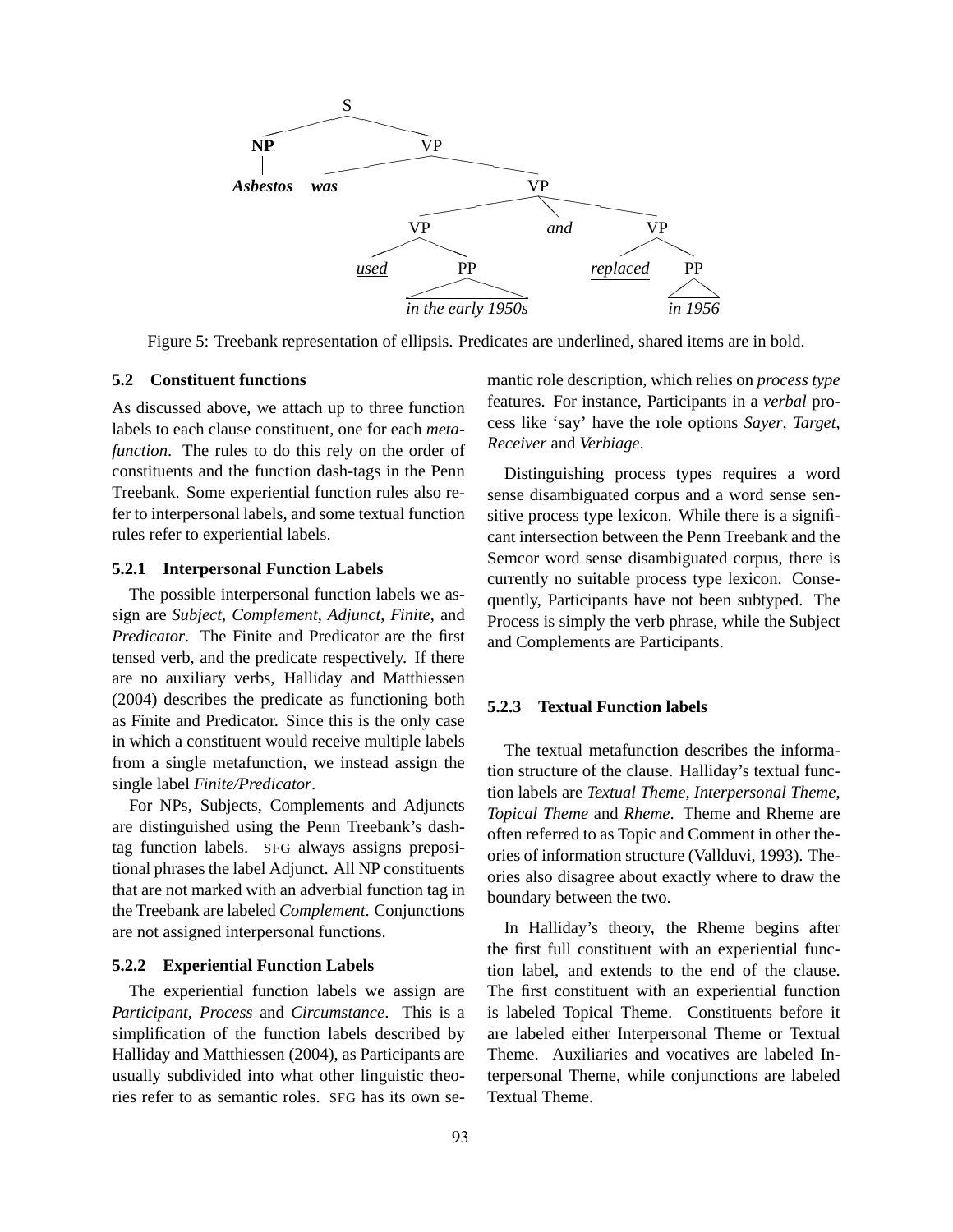Figure 5: Treebank representation of ellipsis. Predicates are underlined, shared items are in bold.

### 5.2 Constituent functions

As discussed above, we attach up to three function labels to each clause constituent, one for each *metafunction*. The rules to do this rely on the order of constituents and the function dash-tags in the Penn Treebank. Some experiential function rules also refer to interpersonal labels, and some textual function rules refer to experiential labels.

#### 5.2.1 Interpersonal Function Labels

The possible interpersonal function labels we assign are *Subject*, *Complement*, *Adjunct*, *Finite*, and *Predicator*. The Finite and Predicator are the first tensed verb, and the predicate respectively. If there are no auxiliary verbs, Halliday and Matthiessen (2004) describes the predicate as functioning both as Finite and Predicator. Since this is the only case in which a constituent would receive multiple labels from a single metafunction, we instead assign the single label *Finite/Predicator*.

For NPs, Subjects, Complements and Adjuncts are distinguished using the Penn Treebank's dash-tag function labels. SFG always assigns prepositional phrases the label Adjunct. All NP constituents that are not marked with an adverbial function tag in the Treebank are labeled *Complement*. Conjunctions are not assigned interpersonal functions.

#### 5.2.2 Experiential Function Labels

The experiential function labels we assign are *Participant*, *Process* and *Circumstance*. This is a simplification of the function labels described by Halliday and Matthiessen (2004), as Participants are usually subdivided into what other linguistic theories refer to as semantic roles. SFG has its own semantic role description, which relies on *process type* features. For instance, Participants in a *verbal* process like 'say' have the role options *Sayer*, *Target*, *Receiver* and *Verbiage*.

Distinguishing process types requires a word sense disambiguated corpus and a word sense sensitive process type lexicon. While there is a significant intersection between the Penn Treebank and the Semcor word sense disambiguated corpus, there is currently no suitable process type lexicon. Consequently, Participants have not been subtyped. The Process is simply the verb phrase, while the Subject and Complements are Participants.

#### 5.2.3 Textual Function labels

The textual metafunction describes the information structure of the clause. Halliday's textual function labels are *Textual Theme*, *Interpersonal Theme*, *Topical Theme* and *Rheme*. Theme and Rheme are often referred to as Topic and Comment in other theories of information structure (Vallduvi, 1993). Theories also disagree about exactly where to draw the boundary between the two.

In Halliday's theory, the Rheme begins after the first full constituent with an experiential function label, and extends to the end of the clause. The first constituent with an experiential function is labeled Topical Theme. Constituents before it are labeled either Interpersonal Theme or Textual Theme. Auxiliaries and vocatives are labeled Interpersonal Theme, while conjunctions are labeled Textual Theme.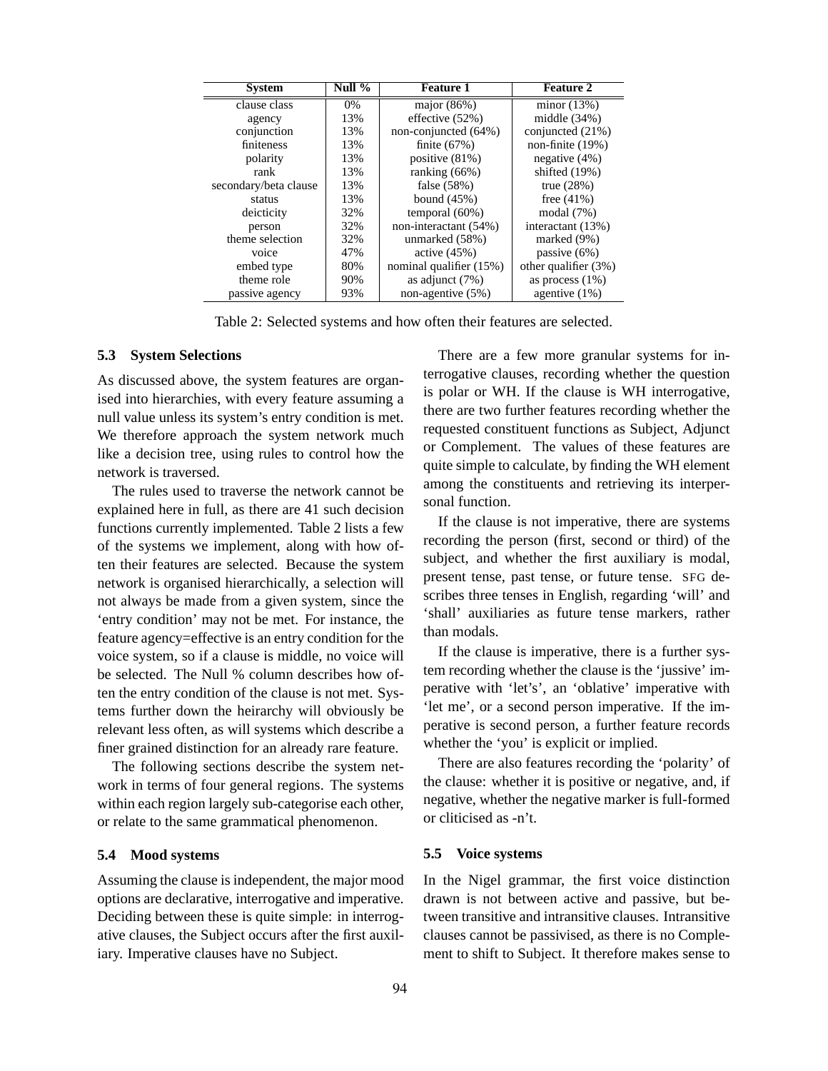| System | Null % | Feature 1 | Feature 2 |
|---|---|---|---|
| clause class | 0% | major (86%) | minor (13%) |
| agency | 13% | effective (52%) | middle (34%) |
| conjunction | 13% | non-conjuncted (64%) | conjuncted (21%) |
| finiteness | 13% | finite (67%) | non-finite (19%) |
| polarity | 13% | positive (81%) | negative (4%) |
| rank | 13% | ranking (66%) | shifted (19%) |
| secondary/beta clause | 13% | false (58%) | true (28%) |
| status | 13% | bound (45%) | free (41%) |
| deicticity | 32% | temporal (60%) | modal (7%) |
| person | 32% | non-interactant (54%) | interactant (13%) |
| theme selection | 32% | unmarked (58%) | marked (9%) |
| voice | 47% | active (45%) | passive (6%) |
| embed type | 80% | nominal qualifier (15%) | other qualifier (3%) |
| theme role | 90% | as adjunct (7%) | as process (1%) |
| passive agency | 93% | non-agentive (5%) | agentive (1%) |

Table 2: Selected systems and how often their features are selected.

### 5.3 System Selections

As discussed above, the system features are organised into hierarchies, with every feature assuming a null value unless its system's entry condition is met. We therefore approach the system network much like a decision tree, using rules to control how the network is traversed.

The rules used to traverse the network cannot be explained here in full, as there are 41 such decision functions currently implemented. Table 2 lists a few of the systems we implement, along with how often their features are selected. Because the system network is organised hierarchically, a selection will not always be made from a given system, since the 'entry condition' may not be met. For instance, the feature agency=effective is an entry condition for the voice system, so if a clause is middle, no voice will be selected. The Null % column describes how often the entry condition of the clause is not met. Systems further down the heirarchy will obviously be relevant less often, as will systems which describe a finer grained distinction for an already rare feature.

The following sections describe the system network in terms of four general regions. The systems within each region largely sub-categorise each other, or relate to the same grammatical phenomenon.

### 5.4 Mood systems

Assuming the clause is independent, the major mood options are declarative, interrogative and imperative. Deciding between these is quite simple: in interrogative clauses, the Subject occurs after the first auxiliary. Imperative clauses have no Subject.

There are a few more granular systems for interrogative clauses, recording whether the question is polar or WH. If the clause is WH interrogative, there are two further features recording whether the requested constituent functions as Subject, Adjunct or Complement. The values of these features are quite simple to calculate, by finding the WH element among the constituents and retrieving its interpersonal function.

If the clause is not imperative, there are systems recording the person (first, second or third) of the subject, and whether the first auxiliary is modal, present tense, past tense, or future tense. SFG describes three tenses in English, regarding 'will' and 'shall' auxiliaries as future tense markers, rather than modals.

If the clause is imperative, there is a further system recording whether the clause is the 'jussive' imperative with 'let's', an 'oblative' imperative with 'let me', or a second person imperative. If the imperative is second person, a further feature records whether the 'you' is explicit or implied.

There are also features recording the 'polarity' of the clause: whether it is positive or negative, and, if negative, whether the negative marker is full-formed or cliticised as -n't.

### 5.5 Voice systems

In the Nigel grammar, the first voice distinction drawn is not between active and passive, but between transitive and intransitive clauses. Intransitive clauses cannot be passivised, as there is no Complement to shift to Subject. It therefore makes sense to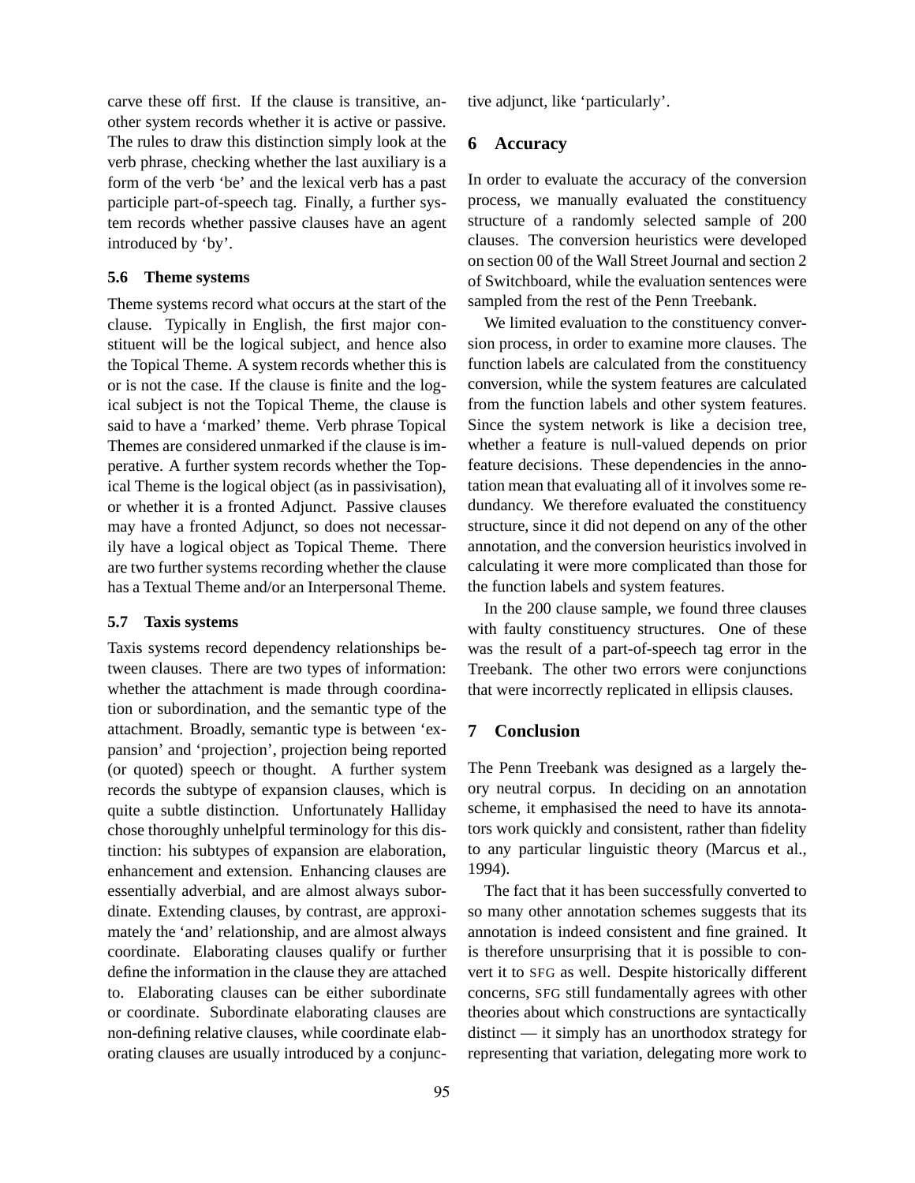carve these off first. If the clause is transitive, another system records whether it is active or passive. The rules to draw this distinction simply look at the verb phrase, checking whether the last auxiliary is a form of the verb 'be' and the lexical verb has a past participle part-of-speech tag. Finally, a further system records whether passive clauses have an agent introduced by 'by'.

### 5.6 Theme systems

Theme systems record what occurs at the start of the clause. Typically in English, the first major constituent will be the logical subject, and hence also the Topical Theme. A system records whether this is or is not the case. If the clause is finite and the logical subject is not the Topical Theme, the clause is said to have a 'marked' theme. Verb phrase Topical Themes are considered unmarked if the clause is imperative. A further system records whether the Topical Theme is the logical object (as in passivisation), or whether it is a fronted Adjunct. Passive clauses may have a fronted Adjunct, so does not necessarily have a logical object as Topical Theme. There are two further systems recording whether the clause has a Textual Theme and/or an Interpersonal Theme.

### 5.7 Taxis systems

Taxis systems record dependency relationships between clauses. There are two types of information: whether the attachment is made through coordination or subordination, and the semantic type of the attachment. Broadly, semantic type is between 'expansion' and 'projection', projection being reported (or quoted) speech or thought. A further system records the subtype of expansion clauses, which is quite a subtle distinction. Unfortunately Halliday chose thoroughly unhelpful terminology for this distinction: his subtypes of expansion are elaboration, enhancement and extension. Enhancing clauses are essentially adverbial, and are almost always subordinate. Extending clauses, by contrast, are approximately the 'and' relationship, and are almost always coordinate. Elaborating clauses qualify or further define the information in the clause they are attached to. Elaborating clauses can be either subordinate or coordinate. Subordinate elaborating clauses are non-defining relative clauses, while coordinate elaborating clauses are usually introduced by a conjunctive adjunct, like 'particularly'.

## 6 Accuracy

In order to evaluate the accuracy of the conversion process, we manually evaluated the constituency structure of a randomly selected sample of 200 clauses. The conversion heuristics were developed on section 00 of the Wall Street Journal and section 2 of Switchboard, while the evaluation sentences were sampled from the rest of the Penn Treebank.

We limited evaluation to the constituency conversion process, in order to examine more clauses. The function labels are calculated from the constituency conversion, while the system features are calculated from the function labels and other system features. Since the system network is like a decision tree, whether a feature is null-valued depends on prior feature decisions. These dependencies in the annotation mean that evaluating all of it involves some redundancy. We therefore evaluated the constituency structure, since it did not depend on any of the other annotation, and the conversion heuristics involved in calculating it were more complicated than those for the function labels and system features.

In the 200 clause sample, we found three clauses with faulty constituency structures. One of these was the result of a part-of-speech tag error in the Treebank. The other two errors were conjunctions that were incorrectly replicated in ellipsis clauses.

## 7 Conclusion

The Penn Treebank was designed as a largely theory neutral corpus. In deciding on an annotation scheme, it emphasised the need to have its annotators work quickly and consistent, rather than fidelity to any particular linguistic theory (Marcus et al., 1994).

The fact that it has been successfully converted to so many other annotation schemes suggests that its annotation is indeed consistent and fine grained. It is therefore unsurprising that it is possible to convert it to SFG as well. Despite historically different concerns, SFG still fundamentally agrees with other theories about which constructions are syntactically distinct — it simply has an unorthodox strategy for representing that variation, delegating more work to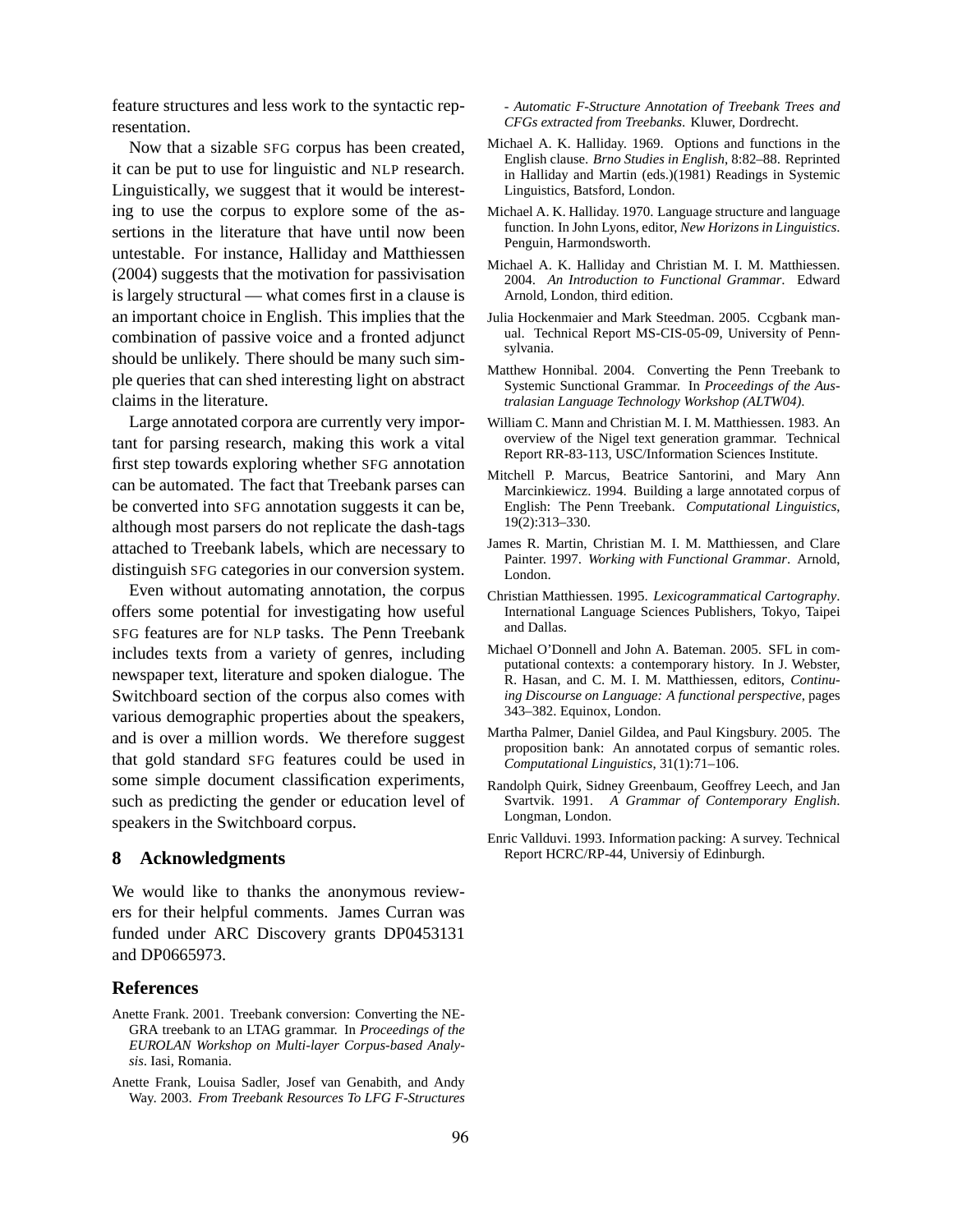feature structures and less work to the syntactic representation.

Now that a sizable SFG corpus has been created, it can be put to use for linguistic and NLP research. Linguistically, we suggest that it would be interesting to use the corpus to explore some of the assertions in the literature that have until now been untestable. For instance, Halliday and Matthiessen (2004) suggests that the motivation for passivisation is largely structural — what comes first in a clause is an important choice in English. This implies that the combination of passive voice and a fronted adjunct should be unlikely. There should be many such simple queries that can shed interesting light on abstract claims in the literature.

Large annotated corpora are currently very important for parsing research, making this work a vital first step towards exploring whether SFG annotation can be automated. The fact that Treebank parses can be converted into SFG annotation suggests it can be, although most parsers do not replicate the dash-tags attached to Treebank labels, which are necessary to distinguish SFG categories in our conversion system.

Even without automating annotation, the corpus offers some potential for investigating how useful SFG features are for NLP tasks. The Penn Treebank includes texts from a variety of genres, including newspaper text, literature and spoken dialogue. The Switchboard section of the corpus also comes with various demographic properties about the speakers, and is over a million words. We therefore suggest that gold standard SFG features could be used in some simple document classification experiments, such as predicting the gender or education level of speakers in the Switchboard corpus.

## 8 Acknowledgments

We would like to thanks the anonymous reviewers for their helpful comments. James Curran was funded under ARC Discovery grants DP0453131 and DP0665973.

## References

Anette Frank. 2001. Treebank conversion: Converting the NEGRA treebank to an LTAG grammar. In *Proceedings of the EUROLAN Workshop on Multi-layer Corpus-based Analysis*. Iasi, Romania.

Anette Frank, Louisa Sadler, Josef van Genabith, and Andy Way. 2003. *From Treebank Resources To LFG F-Structures - Automatic F-Structure Annotation of Treebank Trees and CFGs extracted from Treebanks*. Kluwer, Dordrecht.

Michael A. K. Halliday. 1969. Options and functions in the English clause. *Brno Studies in English*, 8:82–88. Reprinted in Halliday and Martin (eds.)(1981) Readings in Systemic Linguistics, Batsford, London.

Michael A. K. Halliday. 1970. Language structure and language function. In John Lyons, editor, *New Horizons in Linguistics*. Penguin, Harmondsworth.

Michael A. K. Halliday and Christian M. I. M. Matthiessen. 2004. *An Introduction to Functional Grammar*. Edward Arnold, London, third edition.

Julia Hockenmaier and Mark Steedman. 2005. Ccgbank manual. Technical Report MS-CIS-05-09, University of Pennsylvania.

Matthew Honnibal. 2004. Converting the Penn Treebank to Systemic Sunctional Grammar. In *Proceedings of the Australasian Language Technology Workshop (ALTW04)*.

William C. Mann and Christian M. I. M. Matthiessen. 1983. An overview of the Nigel text generation grammar. Technical Report RR-83-113, USC/Information Sciences Institute.

Mitchell P. Marcus, Beatrice Santorini, and Mary Ann Marcinkiewicz. 1994. Building a large annotated corpus of English: The Penn Treebank. *Computational Linguistics*, 19(2):313–330.

James R. Martin, Christian M. I. M. Matthiessen, and Clare Painter. 1997. *Working with Functional Grammar*. Arnold, London.

Christian Matthiessen. 1995. *Lexicogrammatical Cartography*. International Language Sciences Publishers, Tokyo, Taipei and Dallas.

Michael O'Donnell and John A. Bateman. 2005. SFL in computational contexts: a contemporary history. In J. Webster, R. Hasan, and C. M. I. M. Matthiessen, editors, *Continuing Discourse on Language: A functional perspective*, pages 343–382. Equinox, London.

Martha Palmer, Daniel Gildea, and Paul Kingsbury. 2005. The proposition bank: An annotated corpus of semantic roles. *Computational Linguistics*, 31(1):71–106.

Randolph Quirk, Sidney Greenbaum, Geoffrey Leech, and Jan Svartvik. 1991. *A Grammar of Contemporary English*. Longman, London.

Enric Vallduvi. 1993. Information packing: A survey. Technical Report HCRC/RP-44, Universiy of Edinburgh.